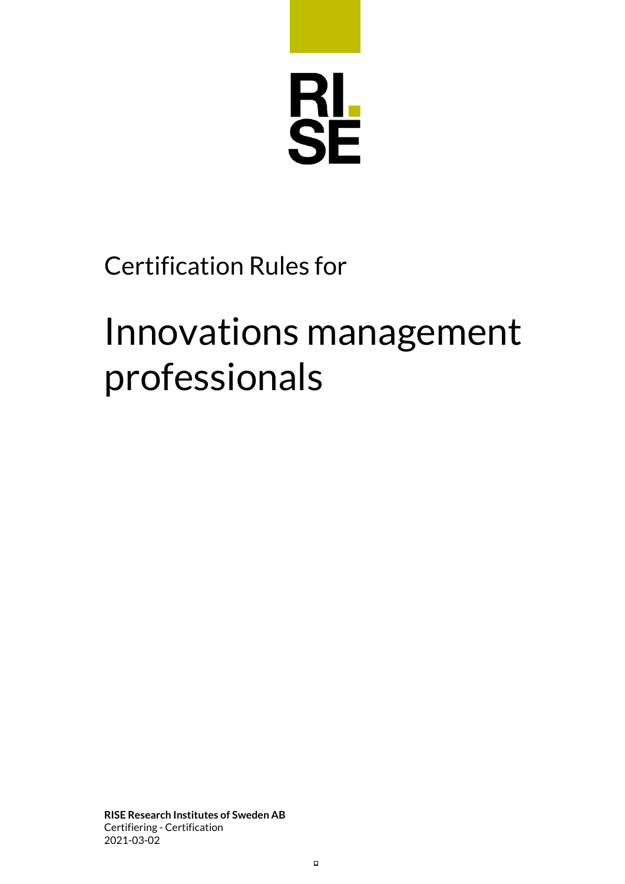RI. SE

Certification Rules for

# Innovations management professionals

**RISE Research Institutes of Sweden AB**
Certifiering - Certification
2021-03-02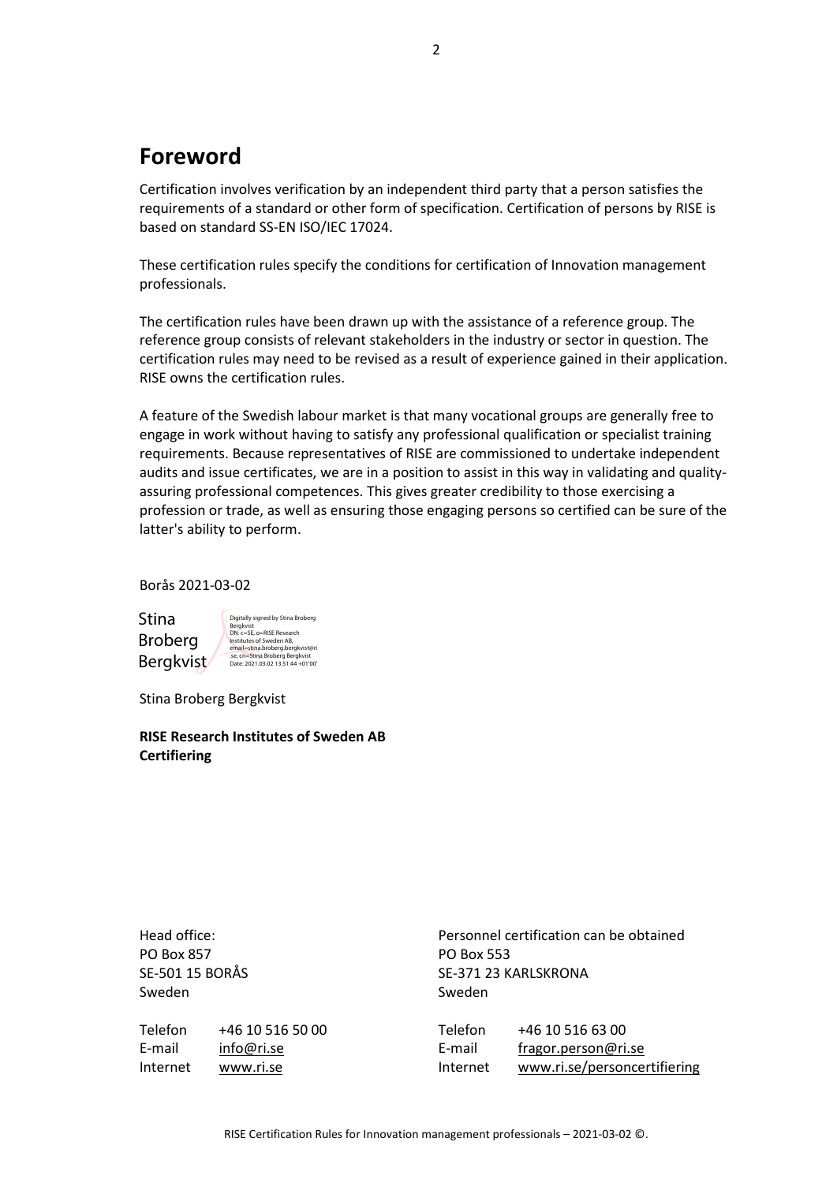# Foreword

Certification involves verification by an independent third party that a person satisfies the requirements of a standard or other form of specification. Certification of persons by RISE is based on standard SS-EN ISO/IEC 17024.

These certification rules specify the conditions for certification of Innovation management professionals.

The certification rules have been drawn up with the assistance of a reference group. The reference group consists of relevant stakeholders in the industry or sector in question. The certification rules may need to be revised as a result of experience gained in their application. RISE owns the certification rules.

A feature of the Swedish labour market is that many vocational groups are generally free to engage in work without having to satisfy any professional qualification or specialist training requirements. Because representatives of RISE are commissioned to undertake independent audits and issue certificates, we are in a position to assist in this way in validating and quality-assuring professional competences. This gives greater credibility to those exercising a profession or trade, as well as ensuring those engaging persons so certified can be sure of the latter's ability to perform.

Borås 2021-03-02

Stina Broberg Bergkvist

Digitally signed by Stina Broberg Bergkvist
DN: c=SE, o=RISE Research Institutes of Sweden AB, email=stina.broberg.bergkvist@ri.se, cn=Stina Broberg Bergkvist
Date: 2021.03.02 13:51:44 +01'00'

Stina Broberg Bergkvist

**RISE Research Institutes of Sweden AB**
**Certifiering**

Head office:
PO Box 857
SE-501 15 BORÅS
Sweden

| | |
|---|---|
| Telefon | +46 10 516 50 00 |
| E-mail | info@ri.se |
| Internet | www.ri.se |

Personnel certification can be obtained
PO Box 553
SE-371 23 KARLSKRONA
Sweden

| | |
|---|---|
| Telefon | +46 10 516 63 00 |
| E-mail | fragor.person@ri.se |
| Internet | www.ri.se/personcertifiering |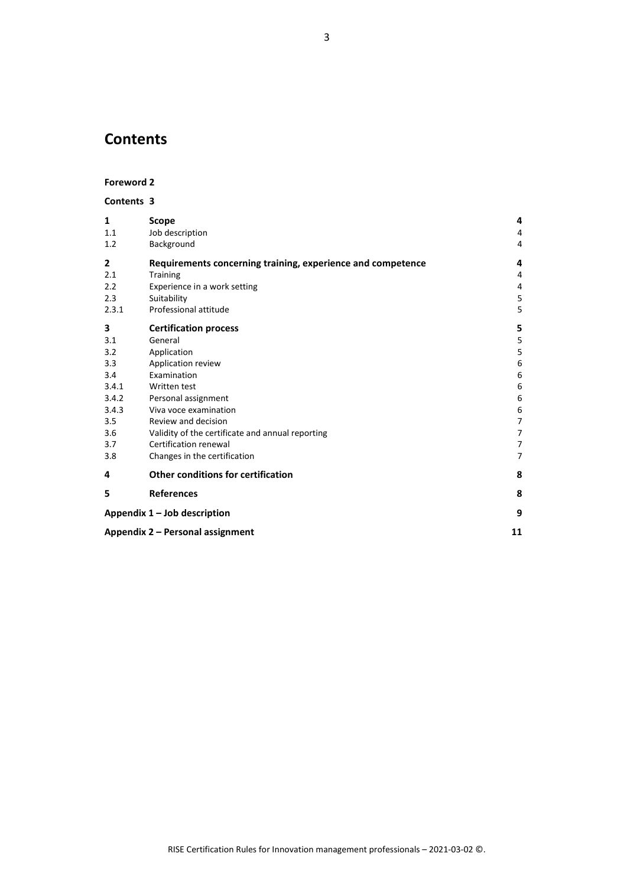# Contents

**Foreword 2**

**Contents 3**

| | | |
|---|---|---|
| **1** | **Scope** | **4** |
| 1.1 | Job description | 4 |
| 1.2 | Background | 4 |
| **2** | **Requirements concerning training, experience and competence** | **4** |
| 2.1 | Training | 4 |
| 2.2 | Experience in a work setting | 4 |
| 2.3 | Suitability | 5 |
| 2.3.1 | Professional attitude | 5 |
| **3** | **Certification process** | **5** |
| 3.1 | General | 5 |
| 3.2 | Application | 5 |
| 3.3 | Application review | 6 |
| 3.4 | Examination | 6 |
| 3.4.1 | Written test | 6 |
| 3.4.2 | Personal assignment | 6 |
| 3.4.3 | Viva voce examination | 6 |
| 3.5 | Review and decision | 7 |
| 3.6 | Validity of the certificate and annual reporting | 7 |
| 3.7 | Certification renewal | 7 |
| 3.8 | Changes in the certification | 7 |
| **4** | **Other conditions for certification** | **8** |
| **5** | **References** | **8** |
| **Appendix 1 – Job description** | | **9** |
| **Appendix 2 – Personal assignment** | | **11** |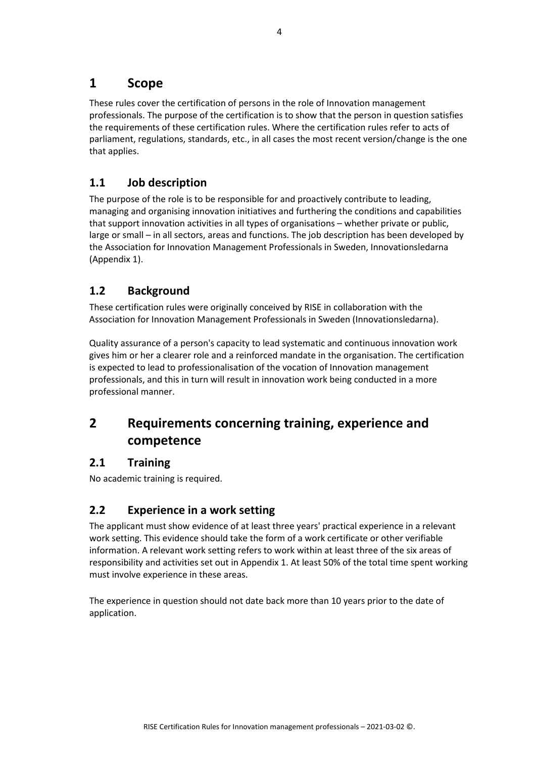# 1 Scope

These rules cover the certification of persons in the role of Innovation management professionals. The purpose of the certification is to show that the person in question satisfies the requirements of these certification rules. Where the certification rules refer to acts of parliament, regulations, standards, etc., in all cases the most recent version/change is the one that applies.

## 1.1 Job description

The purpose of the role is to be responsible for and proactively contribute to leading, managing and organising innovation initiatives and furthering the conditions and capabilities that support innovation activities in all types of organisations – whether private or public, large or small – in all sectors, areas and functions. The job description has been developed by the Association for Innovation Management Professionals in Sweden, Innovationsledarna (Appendix 1).

## 1.2 Background

These certification rules were originally conceived by RISE in collaboration with the Association for Innovation Management Professionals in Sweden (Innovationsledarna).

Quality assurance of a person's capacity to lead systematic and continuous innovation work gives him or her a clearer role and a reinforced mandate in the organisation. The certification is expected to lead to professionalisation of the vocation of Innovation management professionals, and this in turn will result in innovation work being conducted in a more professional manner.

# 2 Requirements concerning training, experience and competence

## 2.1 Training

No academic training is required.

## 2.2 Experience in a work setting

The applicant must show evidence of at least three years' practical experience in a relevant work setting. This evidence should take the form of a work certificate or other verifiable information. A relevant work setting refers to work within at least three of the six areas of responsibility and activities set out in Appendix 1. At least 50% of the total time spent working must involve experience in these areas.

The experience in question should not date back more than 10 years prior to the date of application.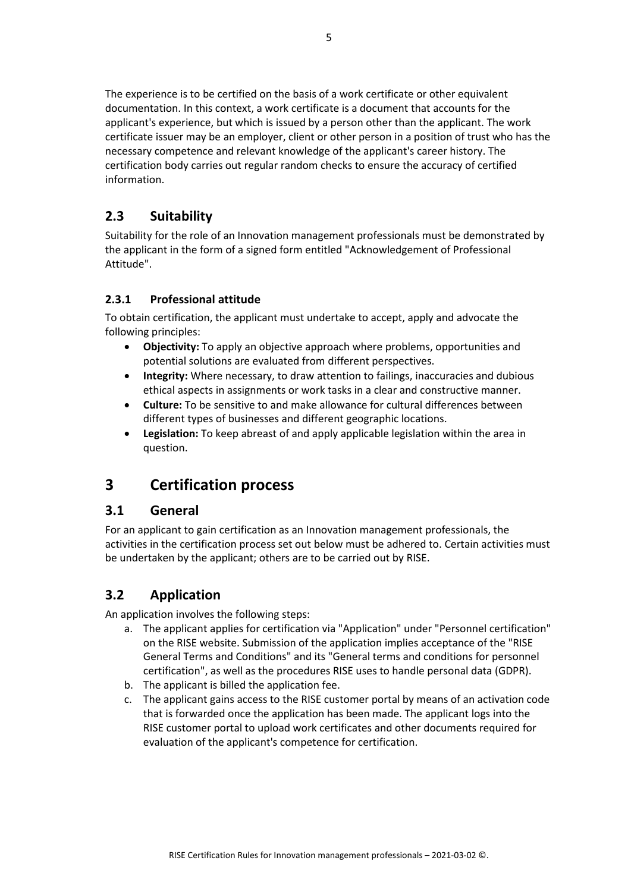The experience is to be certified on the basis of a work certificate or other equivalent documentation. In this context, a work certificate is a document that accounts for the applicant's experience, but which is issued by a person other than the applicant. The work certificate issuer may be an employer, client or other person in a position of trust who has the necessary competence and relevant knowledge of the applicant's career history. The certification body carries out regular random checks to ensure the accuracy of certified information.

## 2.3 Suitability

Suitability for the role of an Innovation management professionals must be demonstrated by the applicant in the form of a signed form entitled "Acknowledgement of Professional Attitude".

### 2.3.1 Professional attitude

To obtain certification, the applicant must undertake to accept, apply and advocate the following principles:

- **Objectivity:** To apply an objective approach where problems, opportunities and potential solutions are evaluated from different perspectives.
- **Integrity:** Where necessary, to draw attention to failings, inaccuracies and dubious ethical aspects in assignments or work tasks in a clear and constructive manner.
- **Culture:** To be sensitive to and make allowance for cultural differences between different types of businesses and different geographic locations.
- **Legislation:** To keep abreast of and apply applicable legislation within the area in question.

# 3 Certification process

## 3.1 General

For an applicant to gain certification as an Innovation management professionals, the activities in the certification process set out below must be adhered to. Certain activities must be undertaken by the applicant; others are to be carried out by RISE.

## 3.2 Application

An application involves the following steps:

a. The applicant applies for certification via "Application" under "Personnel certification" on the RISE website. Submission of the application implies acceptance of the "RISE General Terms and Conditions" and its "General terms and conditions for personnel certification", as well as the procedures RISE uses to handle personal data (GDPR).
b. The applicant is billed the application fee.
c. The applicant gains access to the RISE customer portal by means of an activation code that is forwarded once the application has been made. The applicant logs into the RISE customer portal to upload work certificates and other documents required for evaluation of the applicant's competence for certification.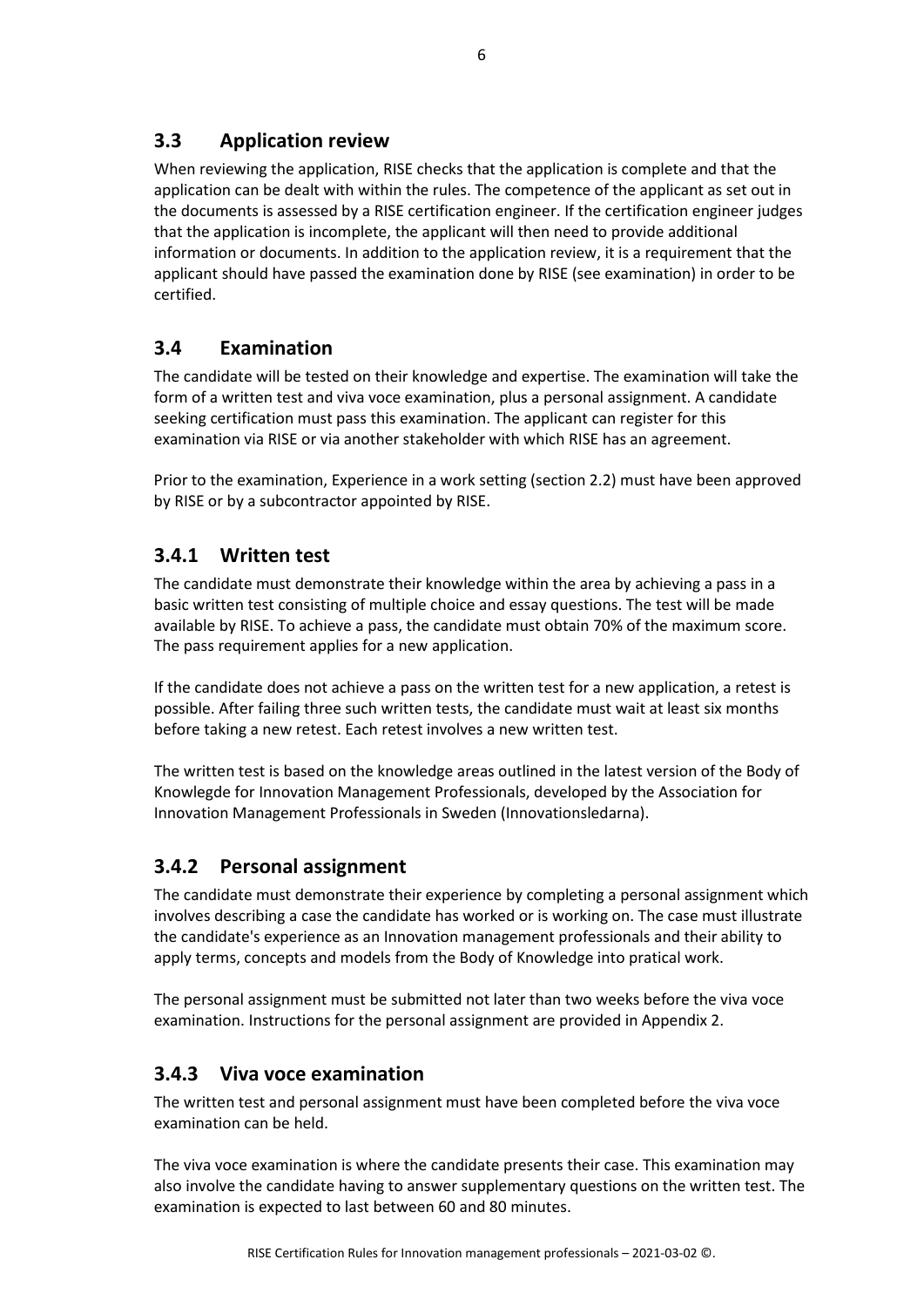## 3.3 Application review

When reviewing the application, RISE checks that the application is complete and that the application can be dealt with within the rules. The competence of the applicant as set out in the documents is assessed by a RISE certification engineer. If the certification engineer judges that the application is incomplete, the applicant will then need to provide additional information or documents. In addition to the application review, it is a requirement that the applicant should have passed the examination done by RISE (see examination) in order to be certified.

## 3.4 Examination

The candidate will be tested on their knowledge and expertise. The examination will take the form of a written test and viva voce examination, plus a personal assignment. A candidate seeking certification must pass this examination. The applicant can register for this examination via RISE or via another stakeholder with which RISE has an agreement.

Prior to the examination, Experience in a work setting (section 2.2) must have been approved by RISE or by a subcontractor appointed by RISE.

### 3.4.1 Written test

The candidate must demonstrate their knowledge within the area by achieving a pass in a basic written test consisting of multiple choice and essay questions. The test will be made available by RISE. To achieve a pass, the candidate must obtain 70% of the maximum score. The pass requirement applies for a new application.

If the candidate does not achieve a pass on the written test for a new application, a retest is possible. After failing three such written tests, the candidate must wait at least six months before taking a new retest. Each retest involves a new written test.

The written test is based on the knowledge areas outlined in the latest version of the Body of Knowlegde for Innovation Management Professionals, developed by the Association for Innovation Management Professionals in Sweden (Innovationsledarna).

### 3.4.2 Personal assignment

The candidate must demonstrate their experience by completing a personal assignment which involves describing a case the candidate has worked or is working on. The case must illustrate the candidate's experience as an Innovation management professionals and their ability to apply terms, concepts and models from the Body of Knowledge into pratical work.

The personal assignment must be submitted not later than two weeks before the viva voce examination. Instructions for the personal assignment are provided in Appendix 2.

### 3.4.3 Viva voce examination

The written test and personal assignment must have been completed before the viva voce examination can be held.

The viva voce examination is where the candidate presents their case. This examination may also involve the candidate having to answer supplementary questions on the written test. The examination is expected to last between 60 and 80 minutes.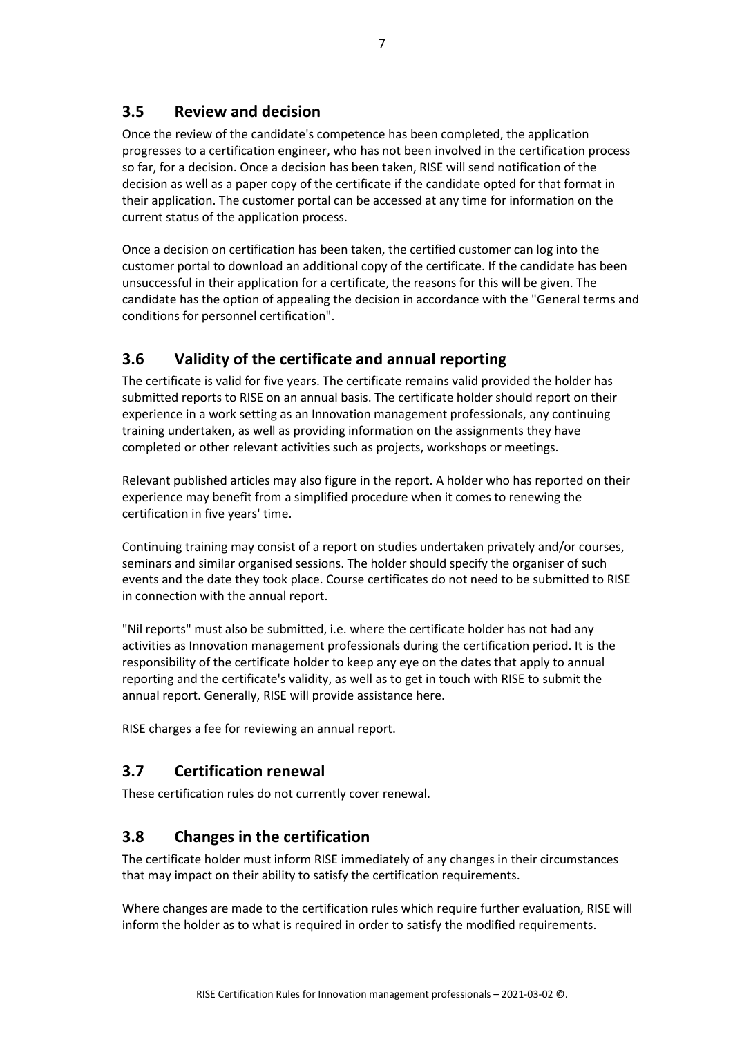## 3.5 Review and decision

Once the review of the candidate's competence has been completed, the application progresses to a certification engineer, who has not been involved in the certification process so far, for a decision. Once a decision has been taken, RISE will send notification of the decision as well as a paper copy of the certificate if the candidate opted for that format in their application. The customer portal can be accessed at any time for information on the current status of the application process.

Once a decision on certification has been taken, the certified customer can log into the customer portal to download an additional copy of the certificate. If the candidate has been unsuccessful in their application for a certificate, the reasons for this will be given. The candidate has the option of appealing the decision in accordance with the "General terms and conditions for personnel certification".

## 3.6 Validity of the certificate and annual reporting

The certificate is valid for five years. The certificate remains valid provided the holder has submitted reports to RISE on an annual basis. The certificate holder should report on their experience in a work setting as an Innovation management professionals, any continuing training undertaken, as well as providing information on the assignments they have completed or other relevant activities such as projects, workshops or meetings.

Relevant published articles may also figure in the report. A holder who has reported on their experience may benefit from a simplified procedure when it comes to renewing the certification in five years' time.

Continuing training may consist of a report on studies undertaken privately and/or courses, seminars and similar organised sessions. The holder should specify the organiser of such events and the date they took place. Course certificates do not need to be submitted to RISE in connection with the annual report.

"Nil reports" must also be submitted, i.e. where the certificate holder has not had any activities as Innovation management professionals during the certification period. It is the responsibility of the certificate holder to keep any eye on the dates that apply to annual reporting and the certificate's validity, as well as to get in touch with RISE to submit the annual report. Generally, RISE will provide assistance here.

RISE charges a fee for reviewing an annual report.

## 3.7 Certification renewal

These certification rules do not currently cover renewal.

## 3.8 Changes in the certification

The certificate holder must inform RISE immediately of any changes in their circumstances that may impact on their ability to satisfy the certification requirements.

Where changes are made to the certification rules which require further evaluation, RISE will inform the holder as to what is required in order to satisfy the modified requirements.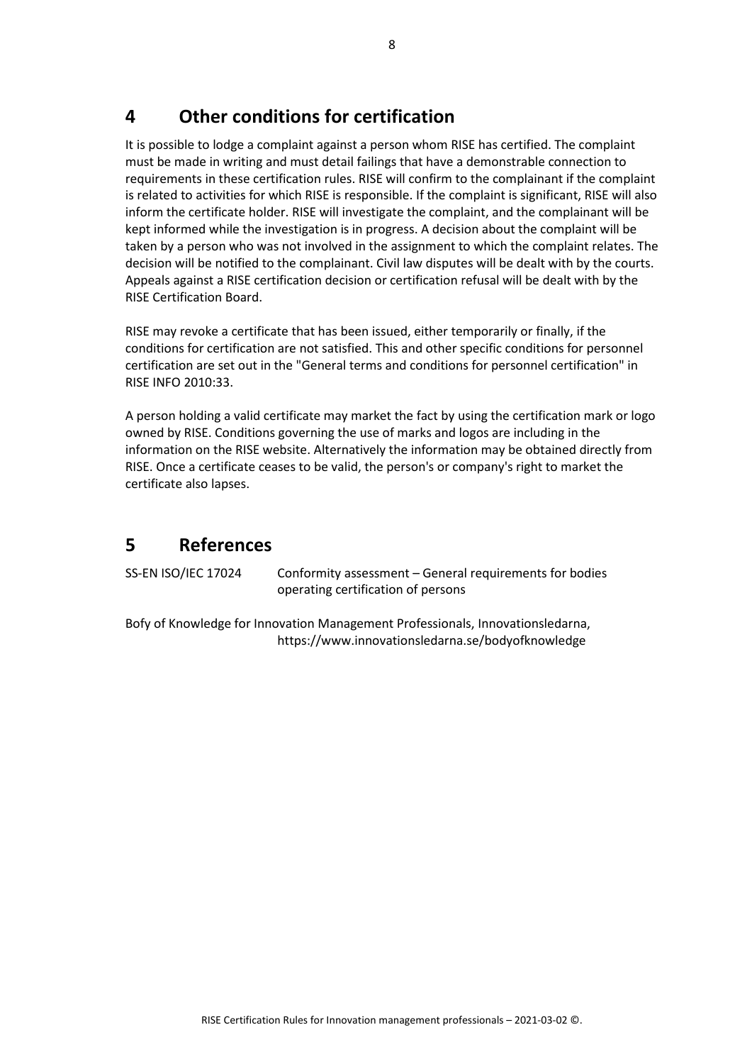# 4 Other conditions for certification

It is possible to lodge a complaint against a person whom RISE has certified. The complaint must be made in writing and must detail failings that have a demonstrable connection to requirements in these certification rules. RISE will confirm to the complainant if the complaint is related to activities for which RISE is responsible. If the complaint is significant, RISE will also inform the certificate holder. RISE will investigate the complaint, and the complainant will be kept informed while the investigation is in progress. A decision about the complaint will be taken by a person who was not involved in the assignment to which the complaint relates. The decision will be notified to the complainant. Civil law disputes will be dealt with by the courts. Appeals against a RISE certification decision or certification refusal will be dealt with by the RISE Certification Board.

RISE may revoke a certificate that has been issued, either temporarily or finally, if the conditions for certification are not satisfied. This and other specific conditions for personnel certification are set out in the "General terms and conditions for personnel certification" in RISE INFO 2010:33.

A person holding a valid certificate may market the fact by using the certification mark or logo owned by RISE. Conditions governing the use of marks and logos are including in the information on the RISE website. Alternatively the information may be obtained directly from RISE. Once a certificate ceases to be valid, the person's or company's right to market the certificate also lapses.

# 5 References

SS-EN ISO/IEC 17024 Conformity assessment – General requirements for bodies operating certification of persons

Bofy of Knowledge for Innovation Management Professionals, Innovationsledarna, https://www.innovationsledarna.se/bodyofknowledge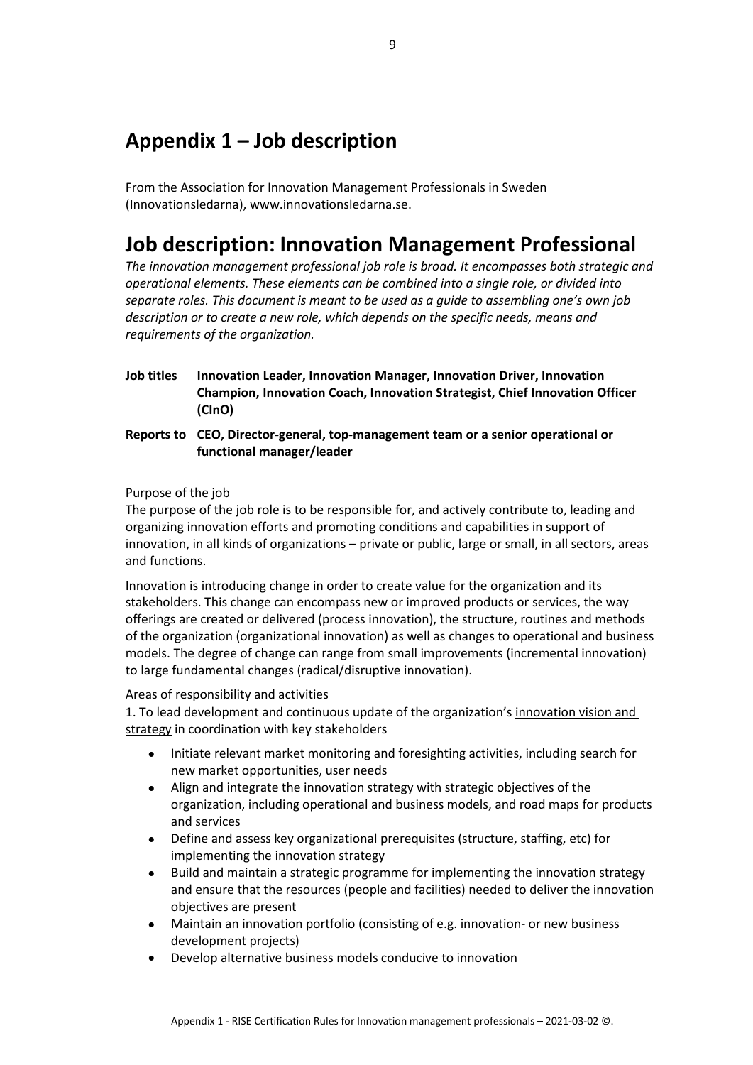# Appendix 1 – Job description

From the Association for Innovation Management Professionals in Sweden (Innovationsledarna), www.innovationsledarna.se.

# Job description: Innovation Management Professional

*The innovation management professional job role is broad. It encompasses both strategic and operational elements. These elements can be combined into a single role, or divided into separate roles. This document is meant to be used as a guide to assembling one's own job description or to create a new role, which depends on the specific needs, means and requirements of the organization.*

**Job titles** **Innovation Leader, Innovation Manager, Innovation Driver, Innovation Champion, Innovation Coach, Innovation Strategist, Chief Innovation Officer (CInO)**

**Reports to** **CEO, Director-general, top-management team or a senior operational or functional manager/leader**

Purpose of the job

The purpose of the job role is to be responsible for, and actively contribute to, leading and organizing innovation efforts and promoting conditions and capabilities in support of innovation, in all kinds of organizations – private or public, large or small, in all sectors, areas and functions.

Innovation is introducing change in order to create value for the organization and its stakeholders. This change can encompass new or improved products or services, the way offerings are created or delivered (process innovation), the structure, routines and methods of the organization (organizational innovation) as well as changes to operational and business models. The degree of change can range from small improvements (incremental innovation) to large fundamental changes (radical/disruptive innovation).

Areas of responsibility and activities

1. To lead development and continuous update of the organization's <u>innovation vision and strategy</u> in coordination with key stakeholders

- Initiate relevant market monitoring and foresighting activities, including search for new market opportunities, user needs
- Align and integrate the innovation strategy with strategic objectives of the organization, including operational and business models, and road maps for products and services
- Define and assess key organizational prerequisites (structure, staffing, etc) for implementing the innovation strategy
- Build and maintain a strategic programme for implementing the innovation strategy and ensure that the resources (people and facilities) needed to deliver the innovation objectives are present
- Maintain an innovation portfolio (consisting of e.g. innovation- or new business development projects)
- Develop alternative business models conducive to innovation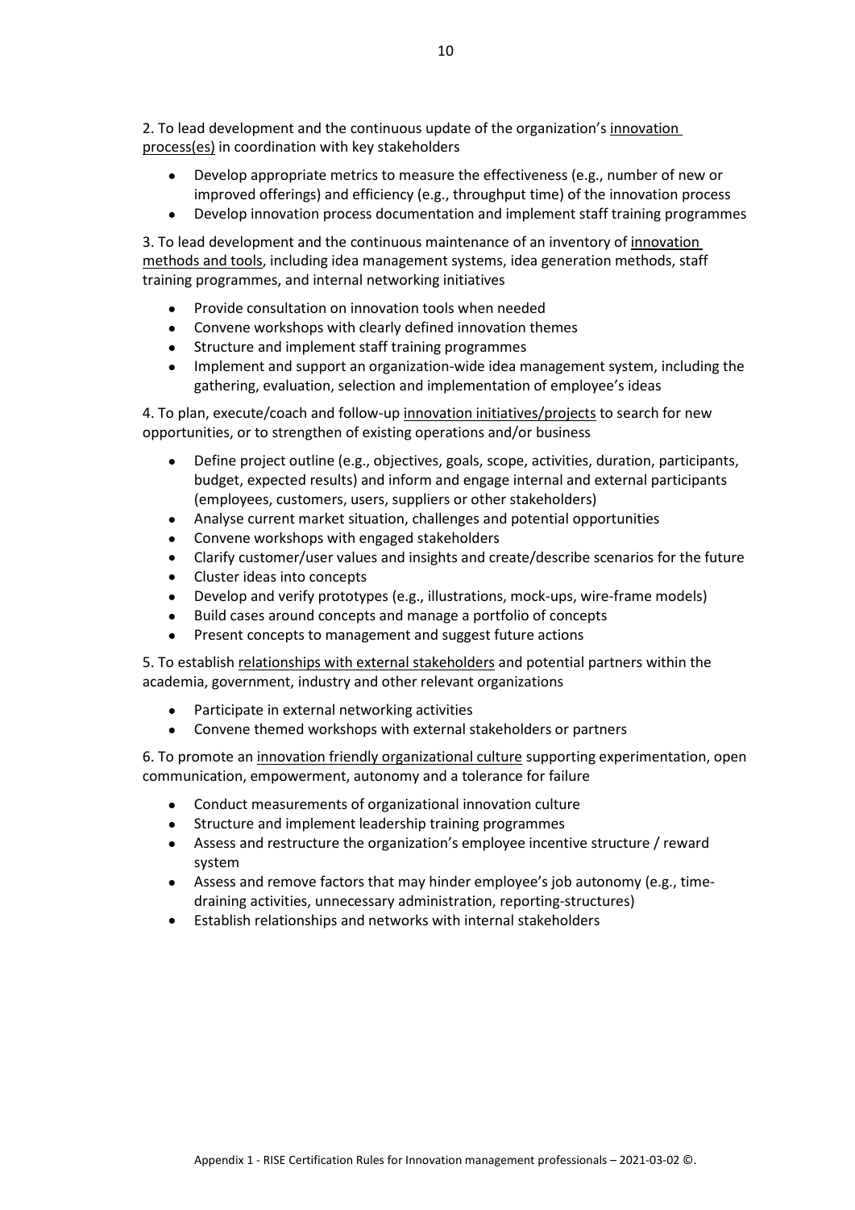2. To lead development and the continuous update of the organization's <u>innovation process(es)</u> in coordination with key stakeholders

- Develop appropriate metrics to measure the effectiveness (e.g., number of new or improved offerings) and efficiency (e.g., throughput time) of the innovation process
- Develop innovation process documentation and implement staff training programmes

3. To lead development and the continuous maintenance of an inventory of <u>innovation methods and tools</u>, including idea management systems, idea generation methods, staff training programmes, and internal networking initiatives

- Provide consultation on innovation tools when needed
- Convene workshops with clearly defined innovation themes
- Structure and implement staff training programmes
- Implement and support an organization-wide idea management system, including the gathering, evaluation, selection and implementation of employee's ideas

4. To plan, execute/coach and follow-up <u>innovation initiatives/projects</u> to search for new opportunities, or to strengthen of existing operations and/or business

- Define project outline (e.g., objectives, goals, scope, activities, duration, participants, budget, expected results) and inform and engage internal and external participants (employees, customers, users, suppliers or other stakeholders)
- Analyse current market situation, challenges and potential opportunities
- Convene workshops with engaged stakeholders
- Clarify customer/user values and insights and create/describe scenarios for the future
- Cluster ideas into concepts
- Develop and verify prototypes (e.g., illustrations, mock-ups, wire-frame models)
- Build cases around concepts and manage a portfolio of concepts
- Present concepts to management and suggest future actions

5. To establish <u>relationships with external stakeholders</u> and potential partners within the academia, government, industry and other relevant organizations

- Participate in external networking activities
- Convene themed workshops with external stakeholders or partners

6. To promote an <u>innovation friendly organizational culture</u> supporting experimentation, open communication, empowerment, autonomy and a tolerance for failure

- Conduct measurements of organizational innovation culture
- Structure and implement leadership training programmes
- Assess and restructure the organization's employee incentive structure / reward system
- Assess and remove factors that may hinder employee's job autonomy (e.g., time-draining activities, unnecessary administration, reporting-structures)
- Establish relationships and networks with internal stakeholders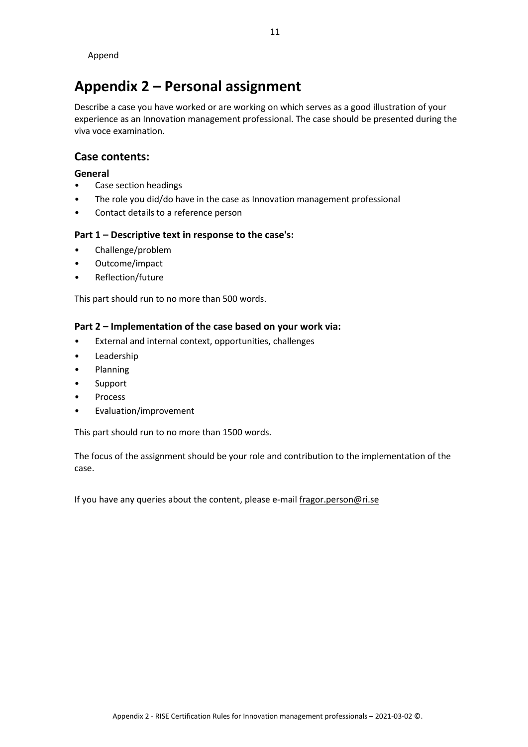Append

# Appendix 2 – Personal assignment

Describe a case you have worked or are working on which serves as a good illustration of your experience as an Innovation management professional. The case should be presented during the viva voce examination.

## Case contents:

**General**

- Case section headings
- The role you did/do have in the case as Innovation management professional
- Contact details to a reference person

### Part 1 – Descriptive text in response to the case's:

- Challenge/problem
- Outcome/impact
- Reflection/future

This part should run to no more than 500 words.

### Part 2 – Implementation of the case based on your work via:

- External and internal context, opportunities, challenges
- Leadership
- Planning
- Support
- Process
- Evaluation/improvement

This part should run to no more than 1500 words.

The focus of the assignment should be your role and contribution to the implementation of the case.

If you have any queries about the content, please e-mail fragor.person@ri.se